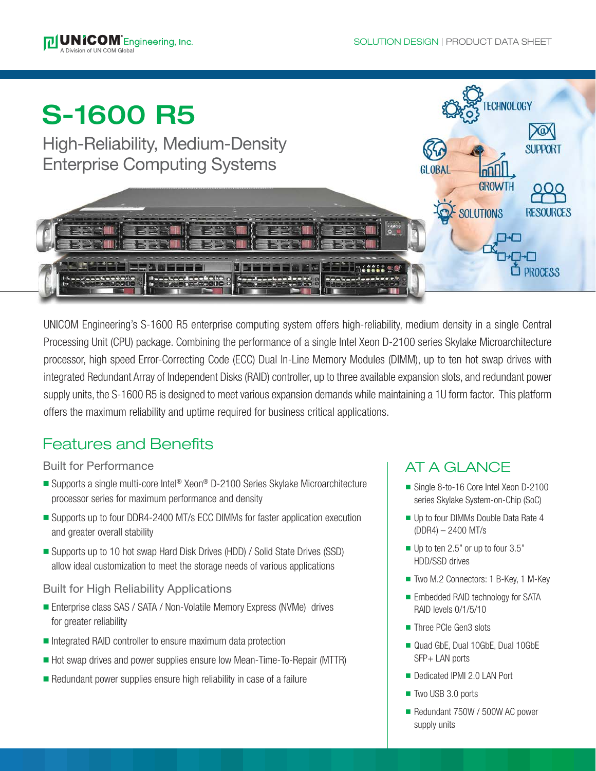UNICOM Engineering, Inc.
A Division of UNICOM Global

SOLUTION DESIGN | PRODUCT DATA SHEET

# S-1600 R5

## High-Reliability, Medium-Density Enterprise Computing Systems

UNICOM Engineering's S-1600 R5 enterprise computing system offers high-reliability, medium density in a single Central Processing Unit (CPU) package. Combining the performance of a single Intel Xeon D-2100 series Skylake Microarchitecture processor, high speed Error-Correcting Code (ECC) Dual In-Line Memory Modules (DIMM), up to ten hot swap drives with integrated Redundant Array of Independent Disks (RAID) controller, up to three available expansion slots, and redundant power supply units, the S-1600 R5 is designed to meet various expansion demands while maintaining a 1U form factor. This platform offers the maximum reliability and uptime required for business critical applications.

## Features and Benefits

### Built for Performance

- Supports a single multi-core Intel® Xeon® D-2100 Series Skylake Microarchitecture processor series for maximum performance and density
- Supports up to four DDR4-2400 MT/s ECC DIMMs for faster application execution and greater overall stability
- Supports up to 10 hot swap Hard Disk Drives (HDD) / Solid State Drives (SSD) allow ideal customization to meet the storage needs of various applications

### Built for High Reliability Applications

- Enterprise class SAS / SATA / Non-Volatile Memory Express (NVMe) drives for greater reliability
- Integrated RAID controller to ensure maximum data protection
- Hot swap drives and power supplies ensure low Mean-Time-To-Repair (MTTR)
- Redundant power supplies ensure high reliability in case of a failure

## AT A GLANCE

- Single 8-to-16 Core Intel Xeon D-2100 series Skylake System-on-Chip (SoC)
- Up to four DIMMs Double Data Rate 4 (DDR4) – 2400 MT/s
- Up to ten 2.5" or up to four 3.5" HDD/SSD drives
- Two M.2 Connectors: 1 B-Key, 1 M-Key
- Embedded RAID technology for SATA RAID levels 0/1/5/10
- Three PCIe Gen3 slots
- Quad GbE, Dual 10GbE, Dual 10GbE SFP+ LAN ports
- Dedicated IPMI 2.0 LAN Port
- Two USB 3.0 ports
- Redundant 750W / 500W AC power supply units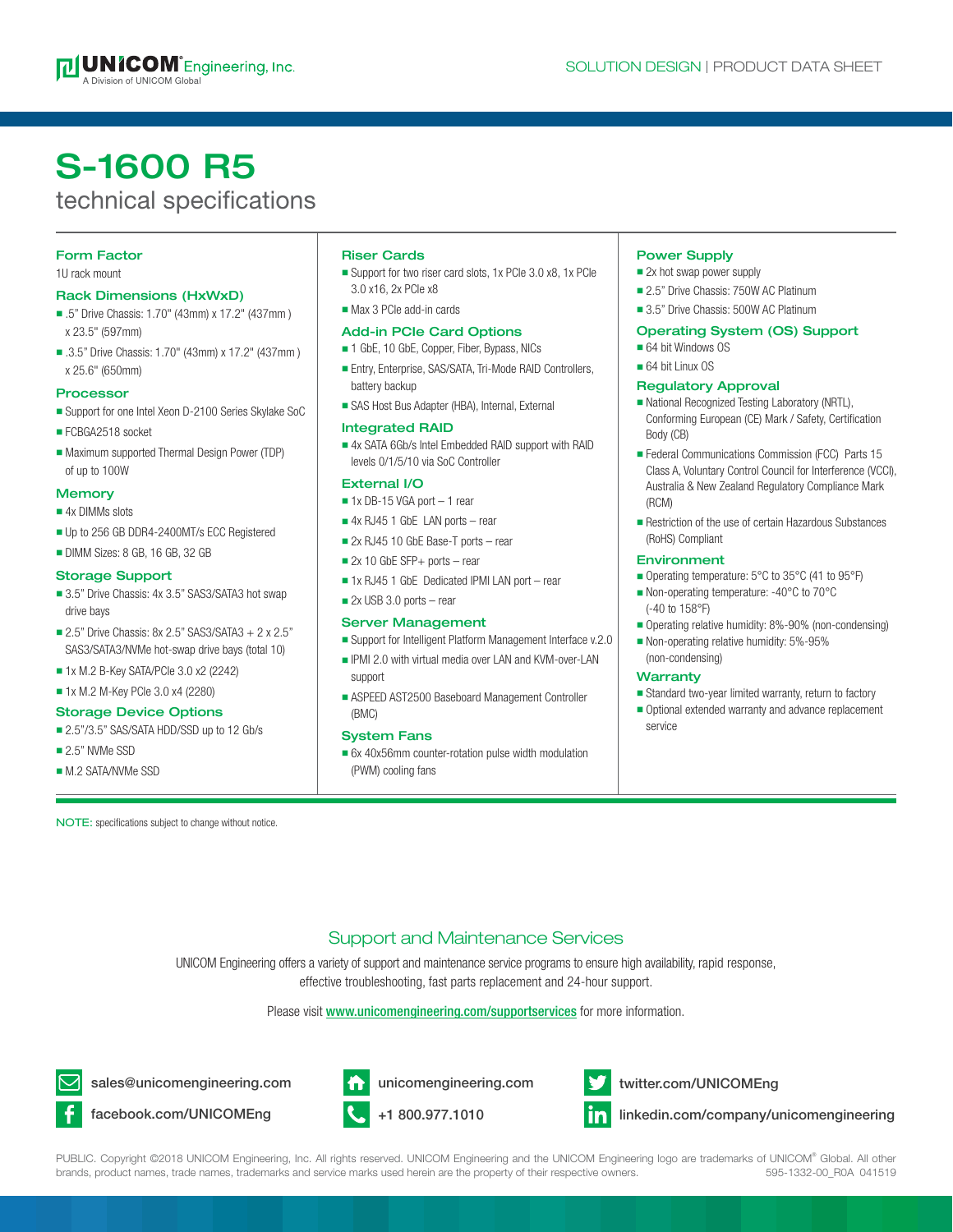# S-1600 R5

## technical specifications

### Form Factor

1U rack mount

### Rack Dimensions (HxWxD)

- .5" Drive Chassis: 1.70" (43mm) x 17.2" (437mm ) x 23.5" (597mm)
- .3.5" Drive Chassis: 1.70" (43mm) x 17.2" (437mm ) x 25.6" (650mm)

### Processor

- Support for one Intel Xeon D-2100 Series Skylake SoC
- FCBGA2518 socket
- Maximum supported Thermal Design Power (TDP) of up to 100W

### Memory

- 4x DIMMs slots
- Up to 256 GB DDR4-2400MT/s ECC Registered
- DIMM Sizes: 8 GB, 16 GB, 32 GB

### Storage Support

- 3.5" Drive Chassis: 4x 3.5" SAS3/SATA3 hot swap drive bays
- 2.5" Drive Chassis: 8x 2.5" SAS3/SATA3 + 2 x 2.5" SAS3/SATA3/NVMe hot-swap drive bays (total 10)
- 1x M.2 B-Key SATA/PCIe 3.0 x2 (2242)
- 1x M.2 M-Key PCIe 3.0 x4 (2280)

### Storage Device Options

- 2.5"/3.5" SAS/SATA HDD/SSD up to 12 Gb/s
- 2.5" NVMe SSD
- M.2 SATA/NVMe SSD

### Riser Cards

- Support for two riser card slots, 1x PCIe 3.0 x8, 1x PCIe 3.0 x16, 2x PCIe x8
- Max 3 PCIe add-in cards

### Add-in PCIe Card Options

- 1 GbE, 10 GbE, Copper, Fiber, Bypass, NICs
- Entry, Enterprise, SAS/SATA, Tri-Mode RAID Controllers, battery backup
- SAS Host Bus Adapter (HBA), Internal, External

### Integrated RAID

- 4x SATA 6Gb/s Intel Embedded RAID support with RAID levels 0/1/5/10 via SoC Controller

### External I/O

- 1x DB-15 VGA port – 1 rear
- 4x RJ45 1 GbE LAN ports – rear
- 2x RJ45 10 GbE Base-T ports – rear
- 2x 10 GbE SFP+ ports – rear
- 1x RJ45 1 GbE Dedicated IPMI LAN port – rear
- 2x USB 3.0 ports – rear

### Server Management

- Support for Intelligent Platform Management Interface v.2.0
- IPMI 2.0 with virtual media over LAN and KVM-over-LAN support
- ASPEED AST2500 Baseboard Management Controller (BMC)

### System Fans

- 6x 40x56mm counter-rotation pulse width modulation (PWM) cooling fans

### Power Supply

- 2x hot swap power supply
- 2.5" Drive Chassis: 750W AC Platinum
- 3.5" Drive Chassis: 500W AC Platinum

### Operating System (OS) Support

- 64 bit Windows OS
- 64 bit Linux OS

### Regulatory Approval

- National Recognized Testing Laboratory (NRTL), Conforming European (CE) Mark / Safety, Certification Body (CB)
- Federal Communications Commission (FCC) Parts 15 Class A, Voluntary Control Council for Interference (VCCI), Australia & New Zealand Regulatory Compliance Mark (RCM)
- Restriction of the use of certain Hazardous Substances (RoHS) Compliant

### Environment

- Operating temperature: 5°C to 35°C (41 to 95°F)
- Non-operating temperature: -40°C to 70°C (-40 to 158°F)
- Operating relative humidity: 8%-90% (non-condensing)
- Non-operating relative humidity: 5%-95% (non-condensing)

### Warranty

- Standard two-year limited warranty, return to factory
- Optional extended warranty and advance replacement service

NOTE: specifications subject to change without notice.

## Support and Maintenance Services

UNICOM Engineering offers a variety of support and maintenance service programs to ensure high availability, rapid response, effective troubleshooting, fast parts replacement and 24-hour support.

Please visit [www.unicomengineering.com/supportservices](www.unicomengineering.com/supportservices) for more information.

sales@unicomengineering.com
facebook.com/UNICOMEng
unicomengineering.com
+1 800.977.1010
twitter.com/UNICOMEng
linkedin.com/company/unicomengineering

PUBLIC. Copyright ©2018 UNICOM Engineering, Inc. All rights reserved. UNICOM Engineering and the UNICOM Engineering logo are trademarks of UNICOM® Global. All other brands, product names, trade names, trademarks and service marks used herein are the property of their respective owners. 595-1332-00_R0A 041519